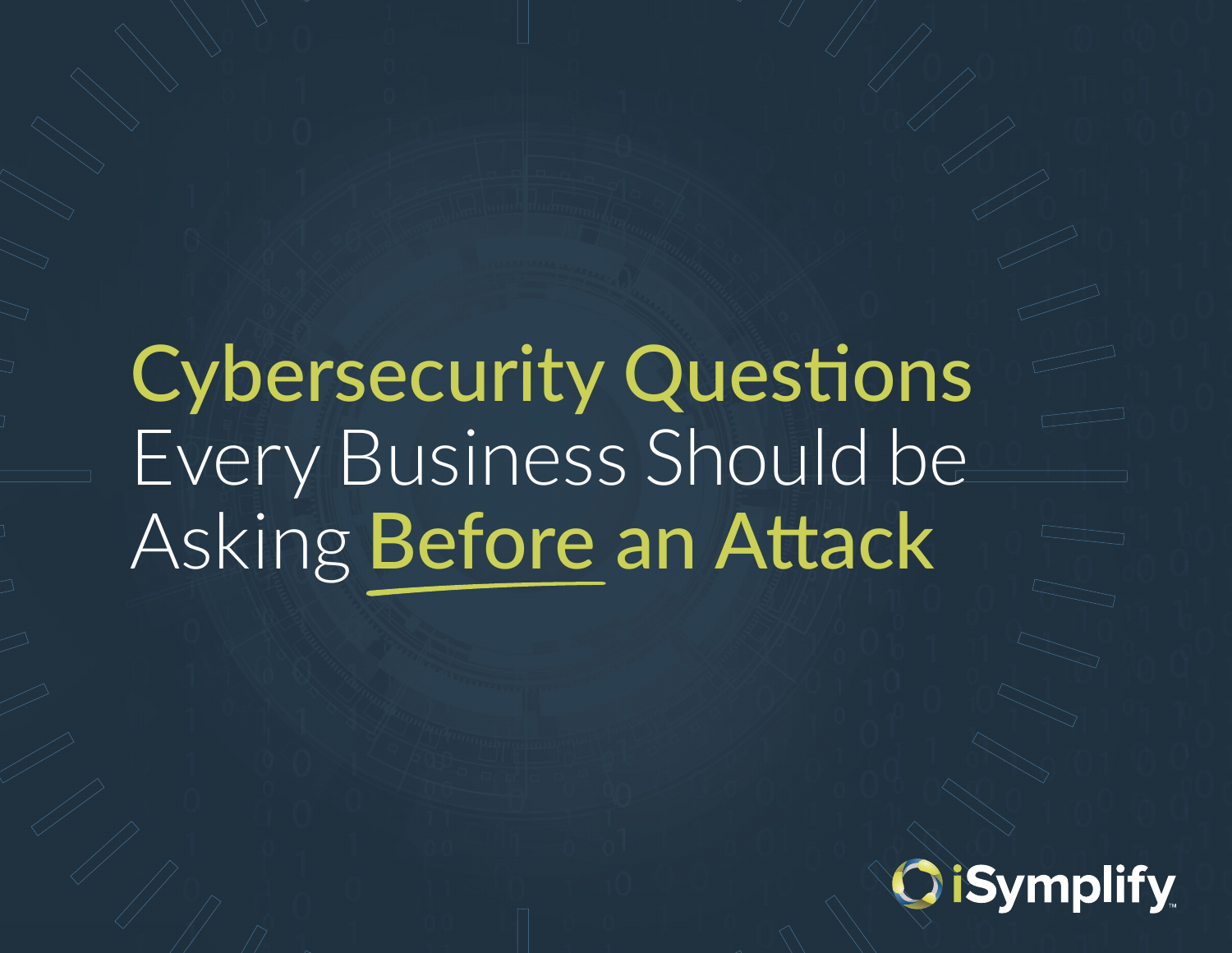# Cybersecurity Questions Every Business Should be Asking Before an Attack

iSymplify™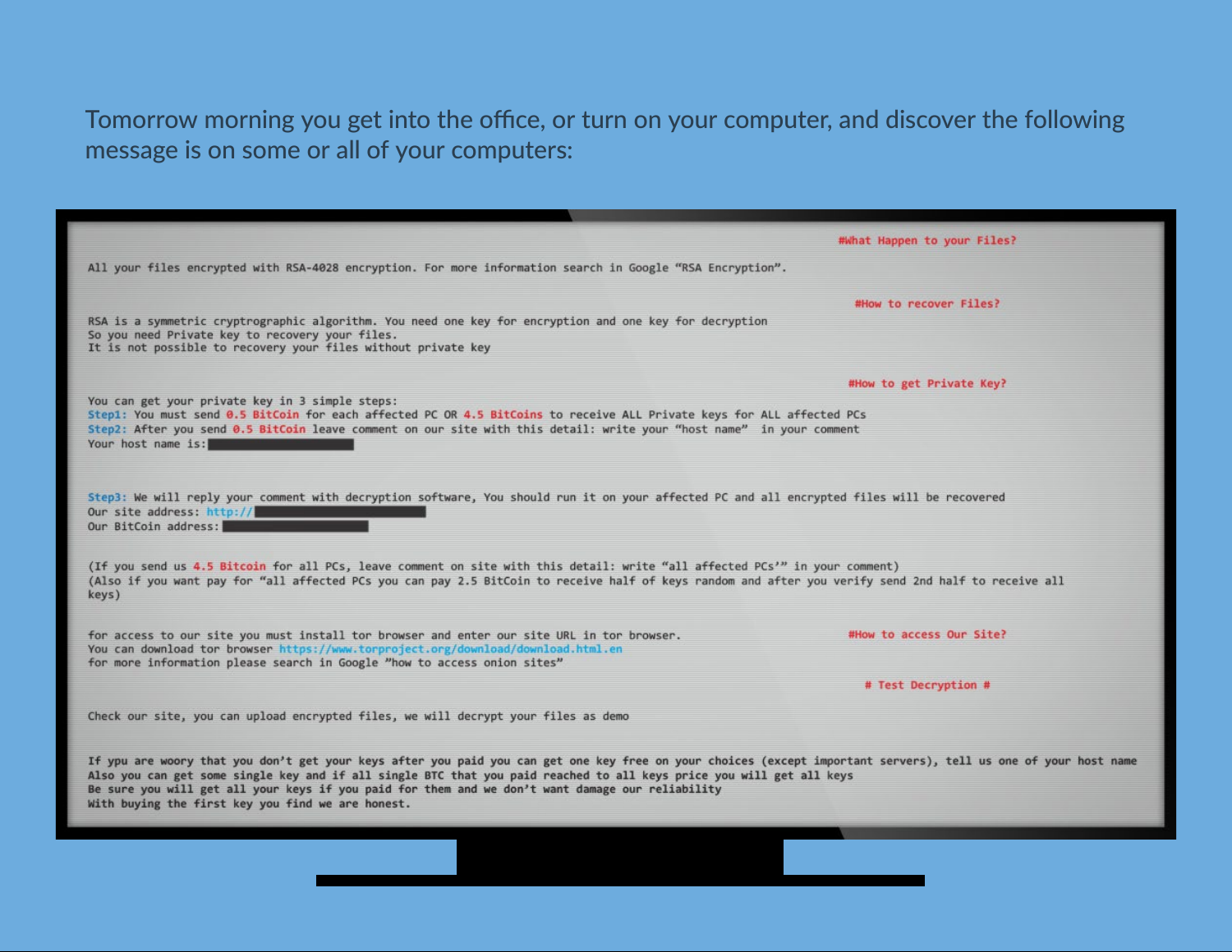Tomorrow morning you get into the office, or turn on your computer, and discover the following message is on some or all of your computers:

```
                                                                  #What Happen to your Files?

All your files encrypted with RSA-4028 encryption. For more information search in Google "RSA Encryption".

                                                                   #How to recover Files?

RSA is a symmetric cryptrographic algorithm. You need one key for encryption and one key for decryption
So you need Private key to recovery your files.
It is not possible to recovery your files without private key

                                                                   #How to get Private Key?
You can get your private key in 3 simple steps:
Step1: You must send 0.5 BitCoin for each affected PC OR 4.5 BitCoins to receive ALL Private keys for ALL affected PCs
Step2: After you send 0.5 BitCoin leave comment on our site with this detail: write your "host name"  in your comment
Your host name is:


Step3: We will reply your comment with decryption software, You should run it on your affected PC and all encrypted files will be recovered
Our site address: http://
Our BitCoin address:

(If you send us 4.5 Bitcoin for all PCs, leave comment on site with this detail: write "all affected PCs'" in your comment)
(Also if you want pay for "all affected PCs you can pay 2.5 BitCoin to receive half of keys random and after you verify send 2nd half to receive all
keys)

for access to our site you must install tor browser and enter our site URL in tor browser.          #How to access Our Site?
You can download tor browser https://www.torproject.org/download/download.html.en
for more information please search in Google "how to access onion sites"
                                                                     # Test Decryption #

Check our site, you can upload encrypted files, we will decrypt your files as demo


If ypu are woory that you don't get your keys after you paid you can get one key free on your choices (except important servers), tell us one of your host name
Also you can get some single key and if all single BTC that you paid reached to all keys price you will get all keys
Be sure you will get all your keys if you paid for them and we don't want damage our reliability
With buying the first key you find we are honest.
```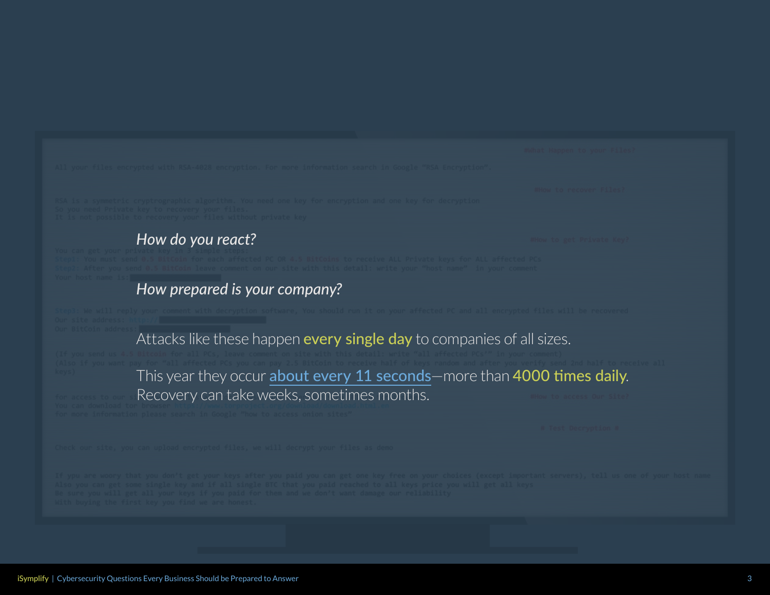*How do you react?*

*How prepared is your company?*

Attacks like these happen **every single day** to companies of all sizes.

This year they occur [about every 11 seconds]—more than **4000 times daily**. Recovery can take weeks, sometimes months.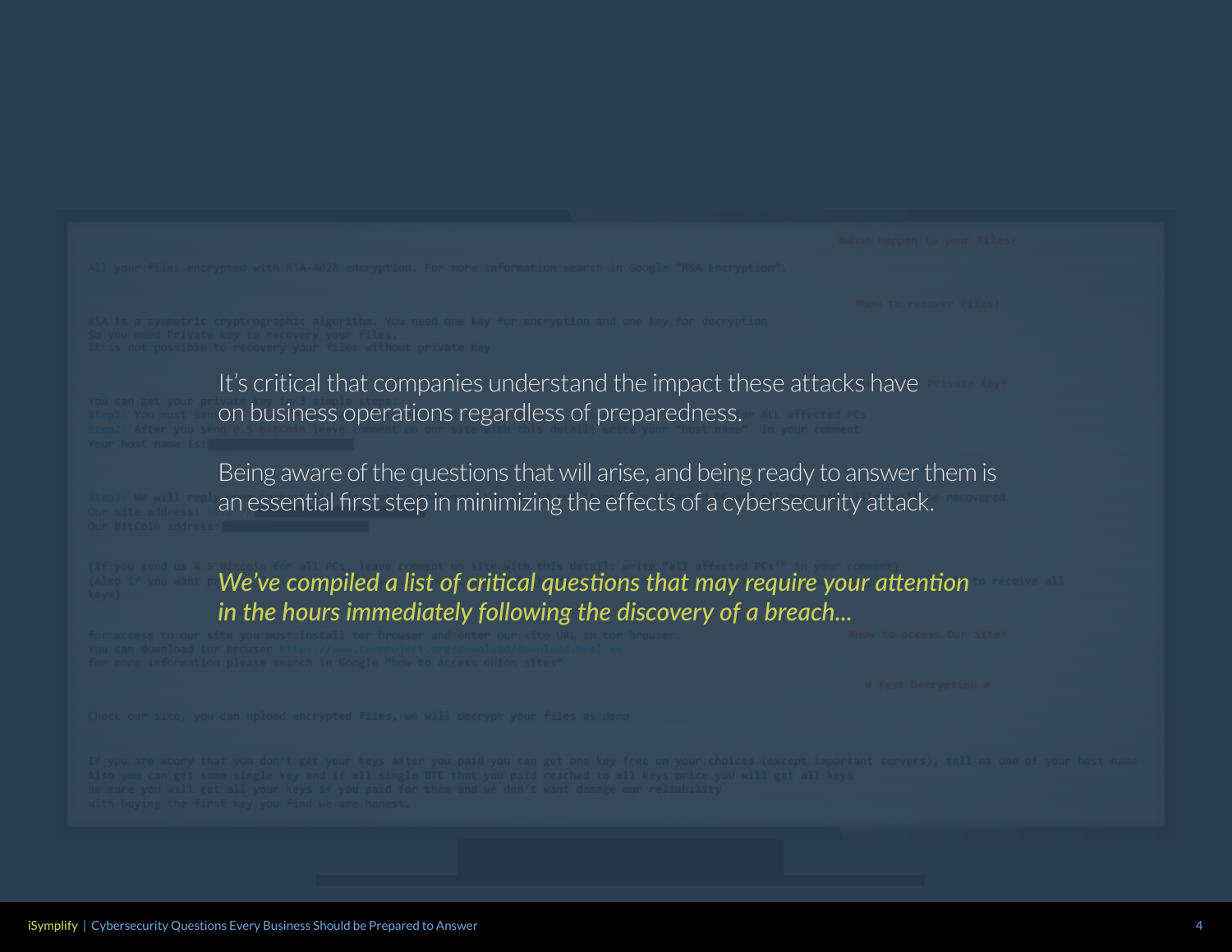It's critical that companies understand the impact these attacks have on business operations regardless of preparedness.

Being aware of the questions that will arise, and being ready to answer them is an essential first step in minimizing the effects of a cybersecurity attack.

*We've compiled a list of critical questions that may require your attention in the hours immediately following the discovery of a breach...*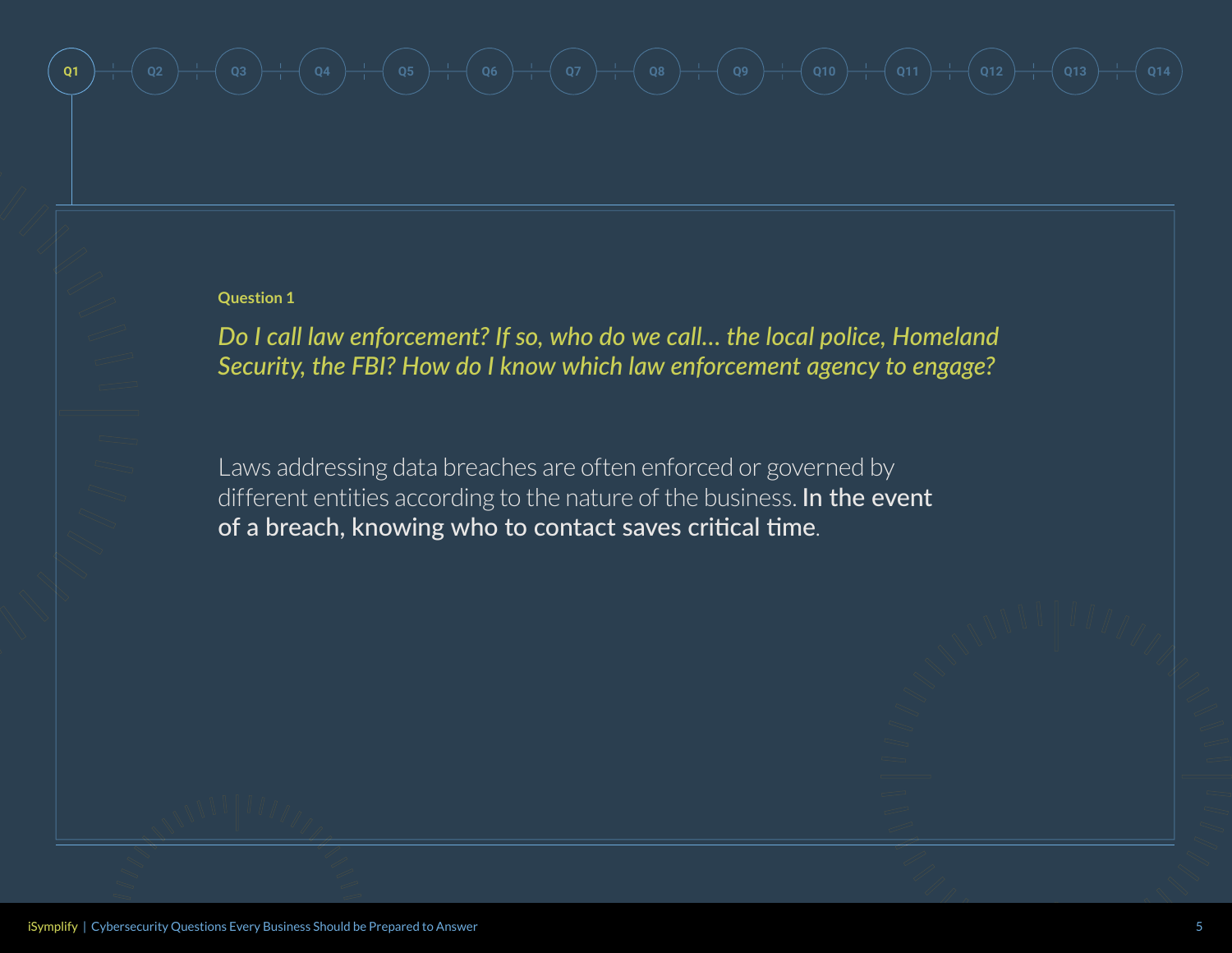## Question 1

*Do I call law enforcement? If so, who do we call… the local police, Homeland Security, the FBI? How do I know which law enforcement agency to engage?*

Laws addressing data breaches are often enforced or governed by different entities according to the nature of the business. **In the event of a breach, knowing who to contact saves critical time**.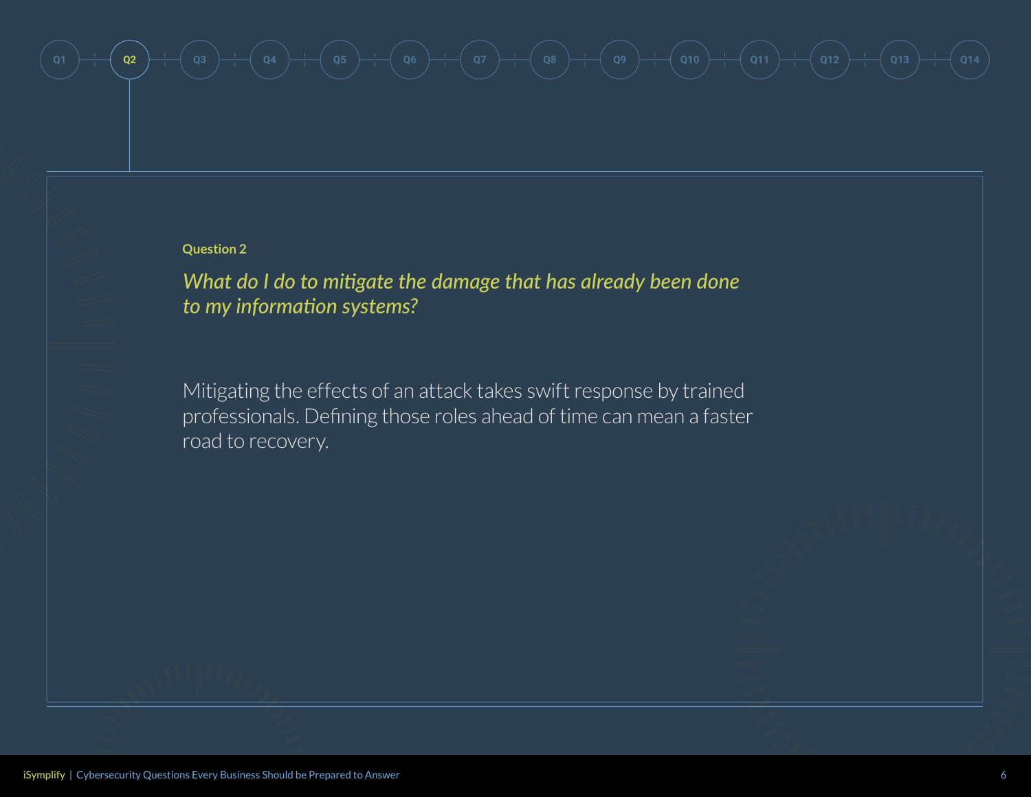## Question 2

*What do I do to mitigate the damage that has already been done to my information systems?*

Mitigating the effects of an attack takes swift response by trained professionals. Defining those roles ahead of time can mean a faster road to recovery.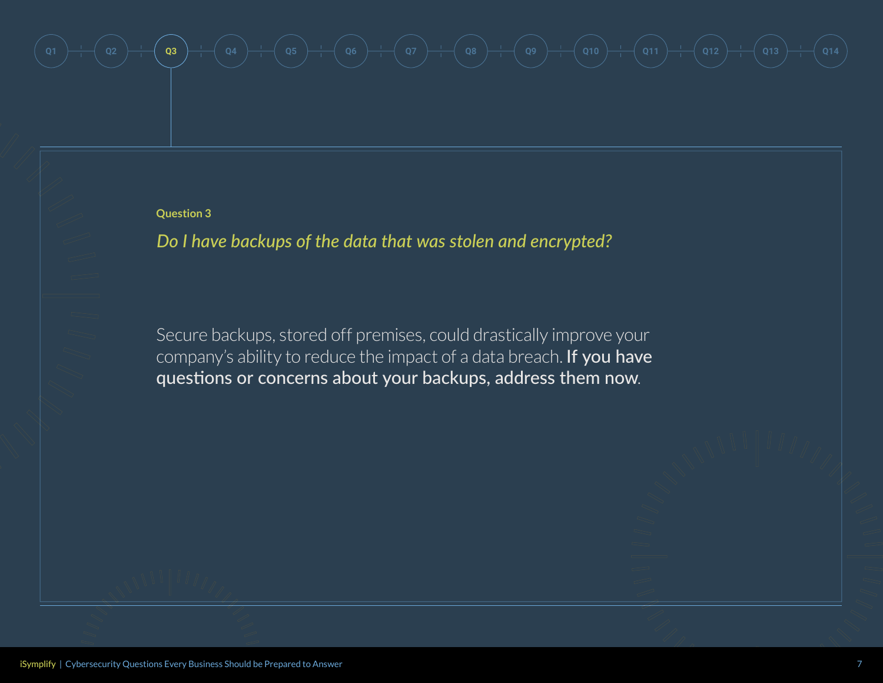Q1 | Q2 | **Q3** | Q4 | Q5 | Q6 | Q7 | Q8 | Q9 | Q10 | Q11 | Q12 | Q13 | Q14

## Question 3

*Do I have backups of the data that was stolen and encrypted?*

Secure backups, stored off premises, could drastically improve your company's ability to reduce the impact of a data breach. **If you have questions or concerns about your backups, address them now**.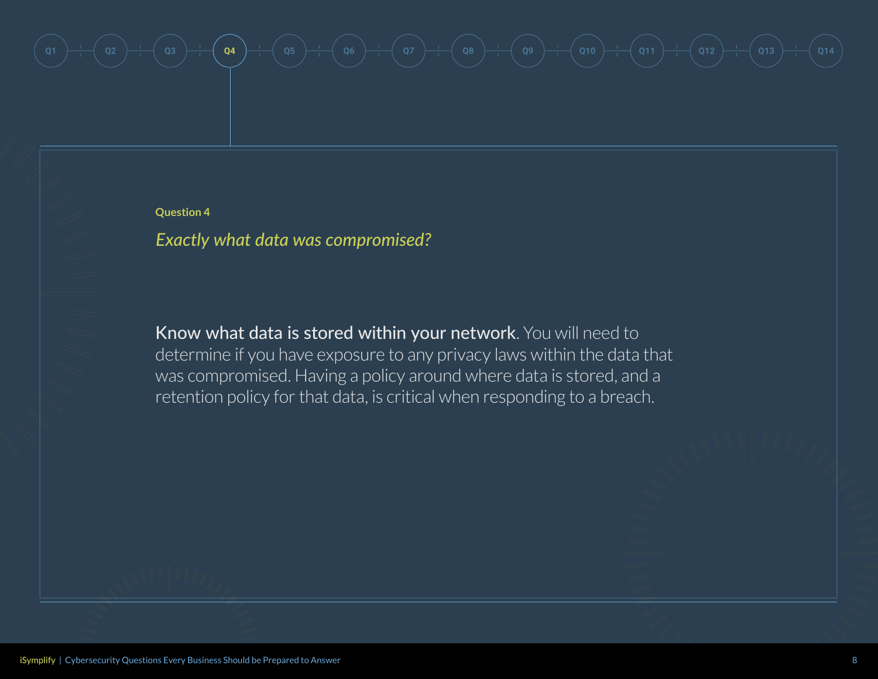Question 4

## *Exactly what data was compromised?*

**Know what data is stored within your network**. You will need to determine if you have exposure to any privacy laws within the data that was compromised. Having a policy around where data is stored, and a retention policy for that data, is critical when responding to a breach.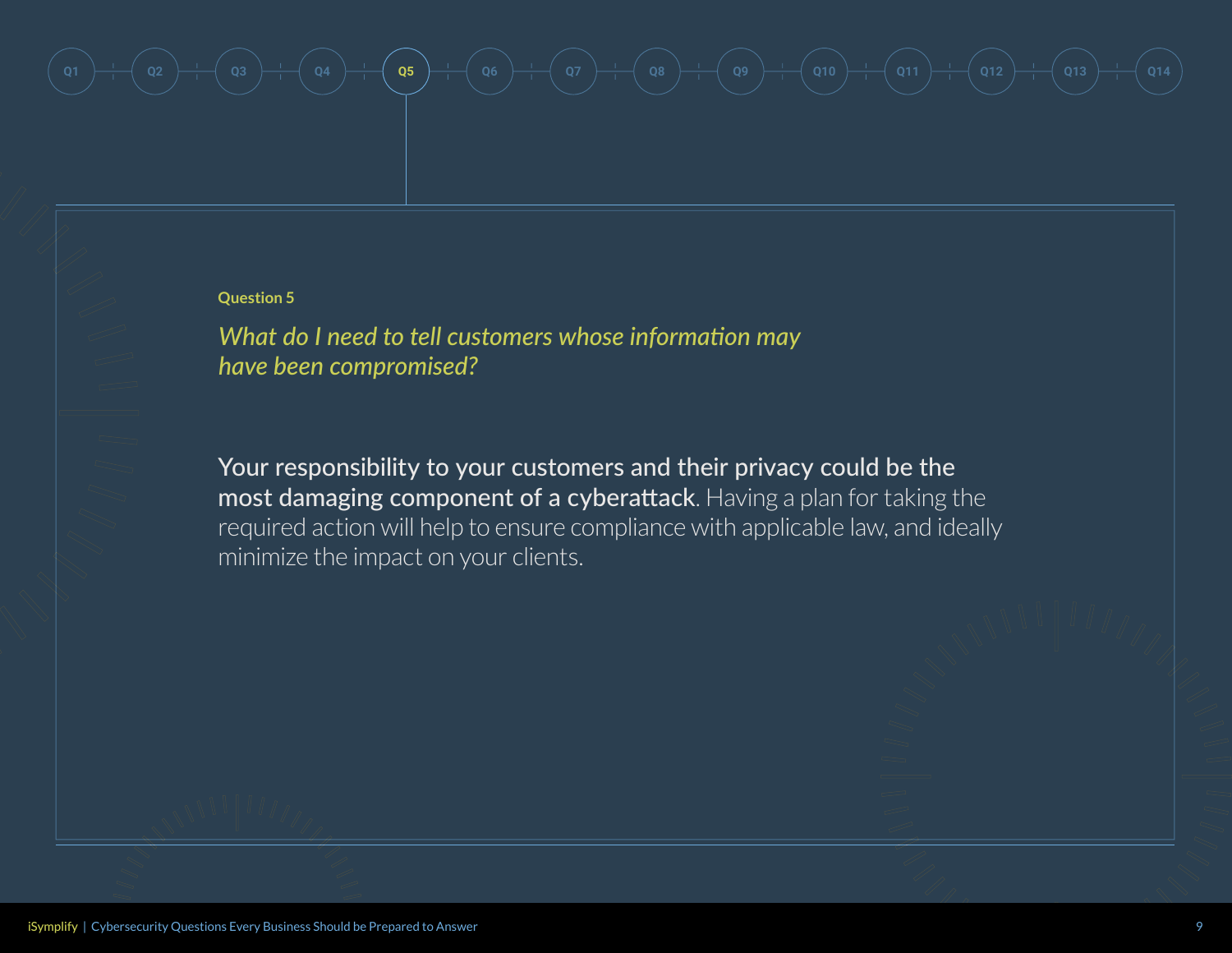Question 5

## *What do I need to tell customers whose information may have been compromised?*

**Your responsibility to your customers and their privacy could be the most damaging component of a cyberattack**. Having a plan for taking the required action will help to ensure compliance with applicable law, and ideally minimize the impact on your clients.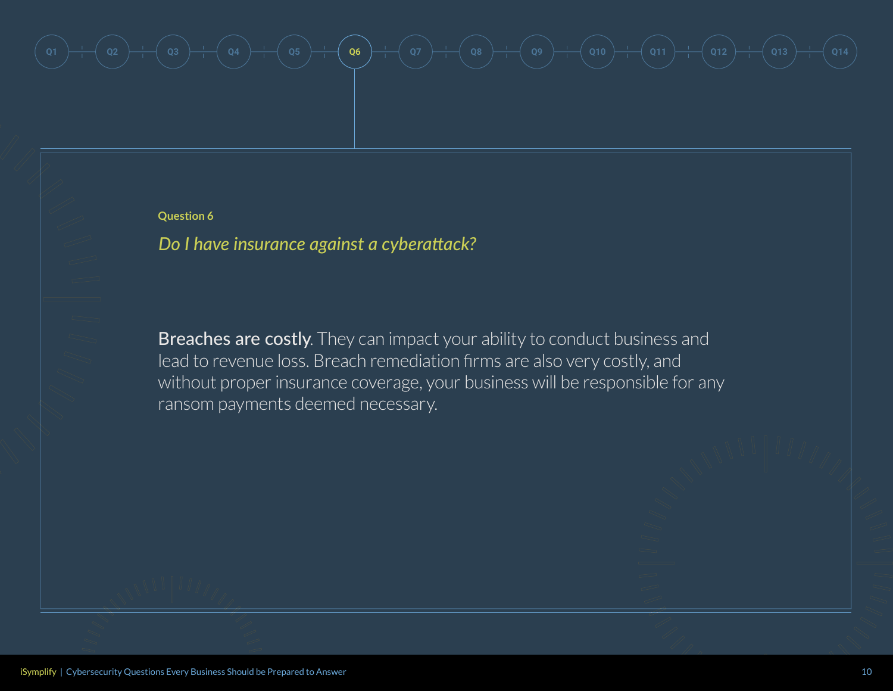Question 6

## *Do I have insurance against a cyberattack?*

**Breaches are costly**. They can impact your ability to conduct business and lead to revenue loss. Breach remediation firms are also very costly, and without proper insurance coverage, your business will be responsible for any ransom payments deemed necessary.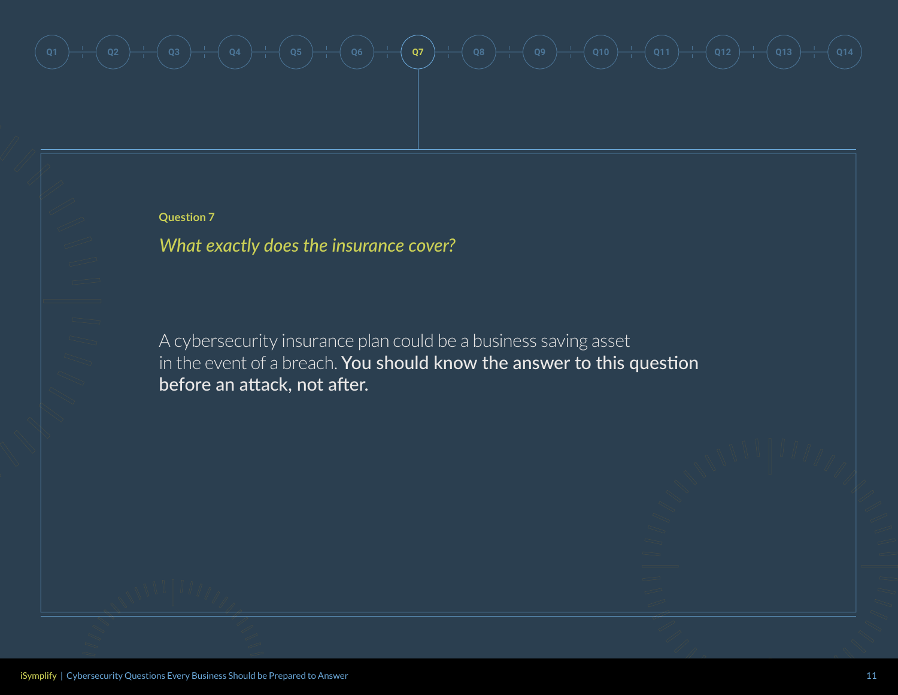## Question 7

*What exactly does the insurance cover?*

A cybersecurity insurance plan could be a business saving asset in the event of a breach. **You should know the answer to this question before an attack, not after.**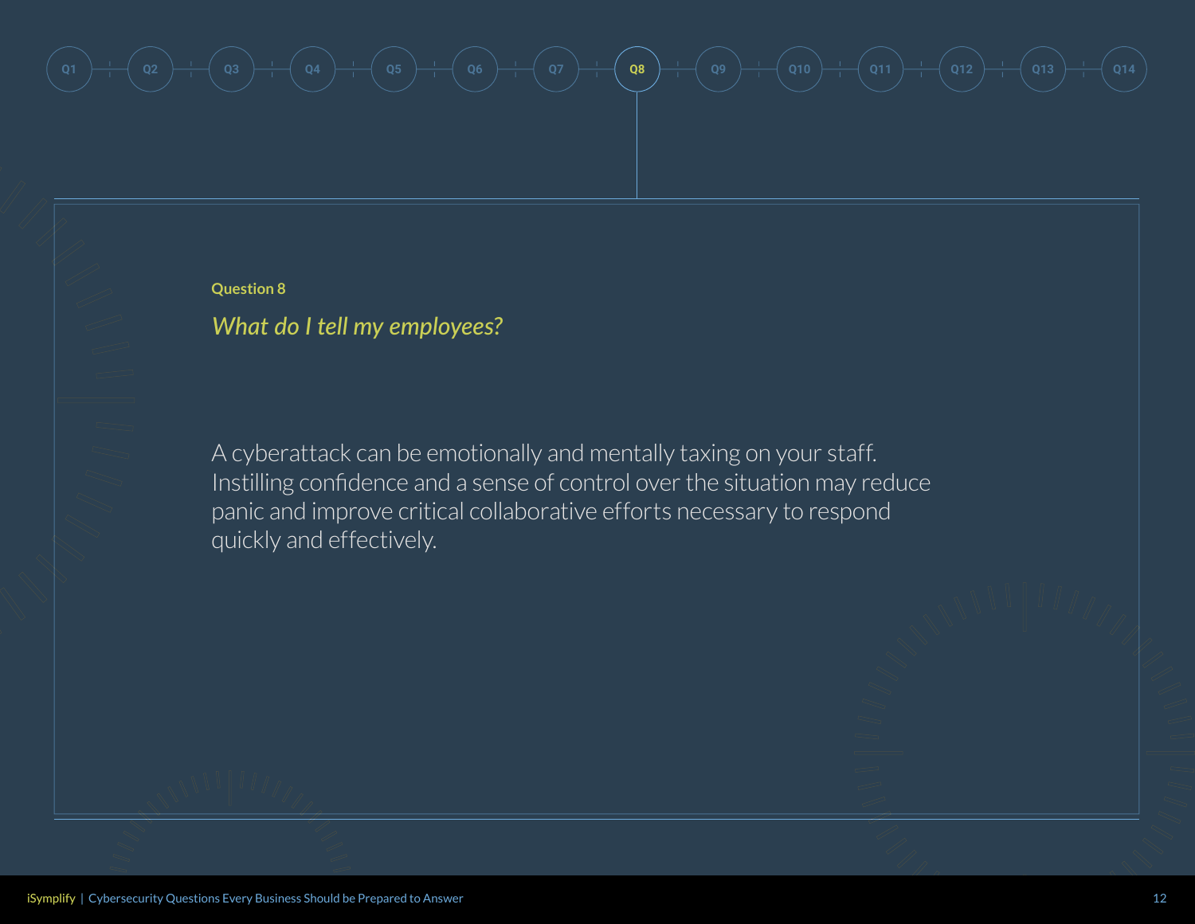Question 8

## *What do I tell my employees?*

A cyberattack can be emotionally and mentally taxing on your staff. Instilling confidence and a sense of control over the situation may reduce panic and improve critical collaborative efforts necessary to respond quickly and effectively.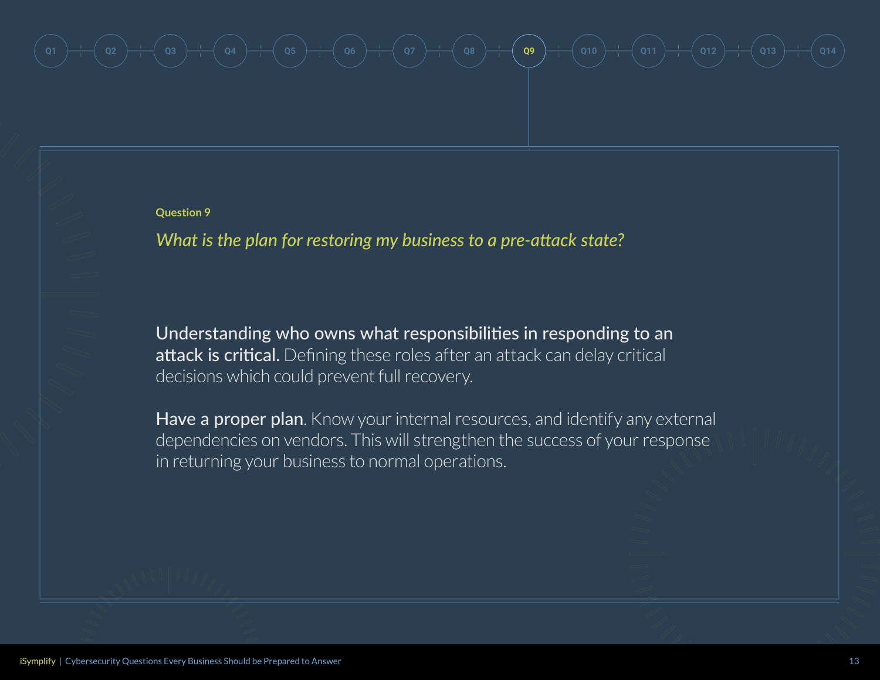Question 9

## *What is the plan for restoring my business to a pre-attack state?*

**Understanding who owns what responsibilities in responding to an attack is critical.** Defining these roles after an attack can delay critical decisions which could prevent full recovery.

**Have a proper plan**. Know your internal resources, and identify any external dependencies on vendors. This will strengthen the success of your response in returning your business to normal operations.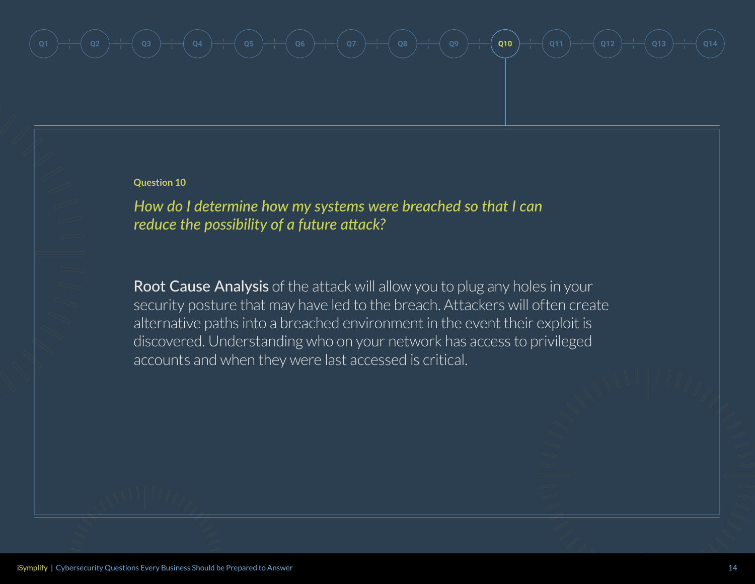Question 10

*How do I determine how my systems were breached so that I can reduce the possibility of a future attack?*

**Root Cause Analysis** of the attack will allow you to plug any holes in your security posture that may have led to the breach. Attackers will often create alternative paths into a breached environment in the event their exploit is discovered. Understanding who on your network has access to privileged accounts and when they were last accessed is critical.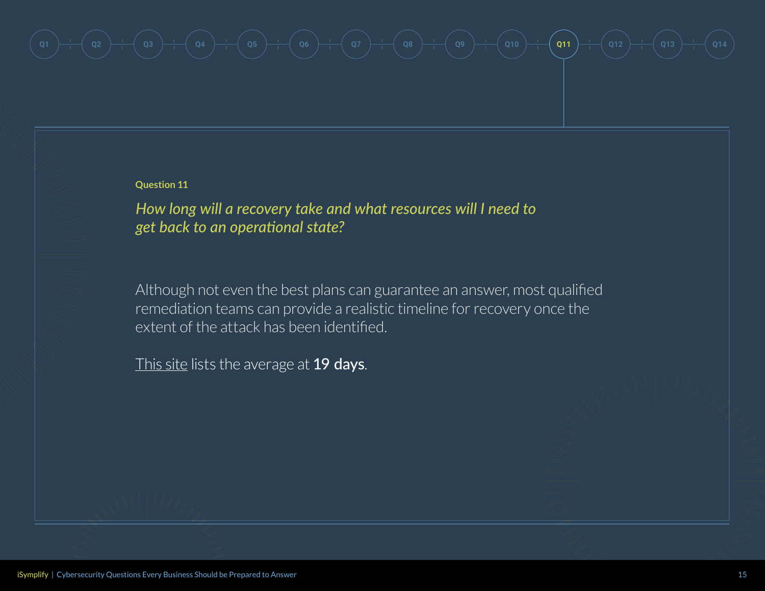### Question 11

*How long will a recovery take and what resources will I need to get back to an operational state?*

Although not even the best plans can guarantee an answer, most qualified remediation teams can provide a realistic timeline for recovery once the extent of the attack has been identified.

This site lists the average at **19 days**.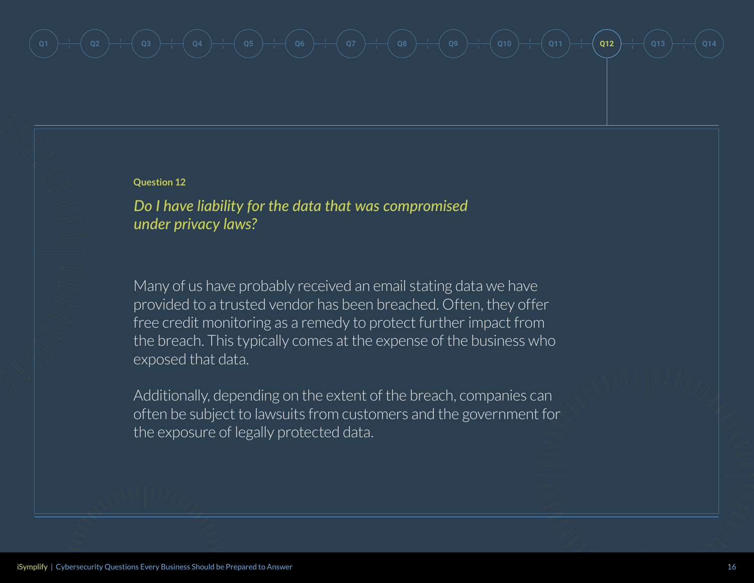## Question 12

### *Do I have liability for the data that was compromised under privacy laws?*

Many of us have probably received an email stating data we have provided to a trusted vendor has been breached. Often, they offer free credit monitoring as a remedy to protect further impact from the breach. This typically comes at the expense of the business who exposed that data.

Additionally, depending on the extent of the breach, companies can often be subject to lawsuits from customers and the government for the exposure of legally protected data.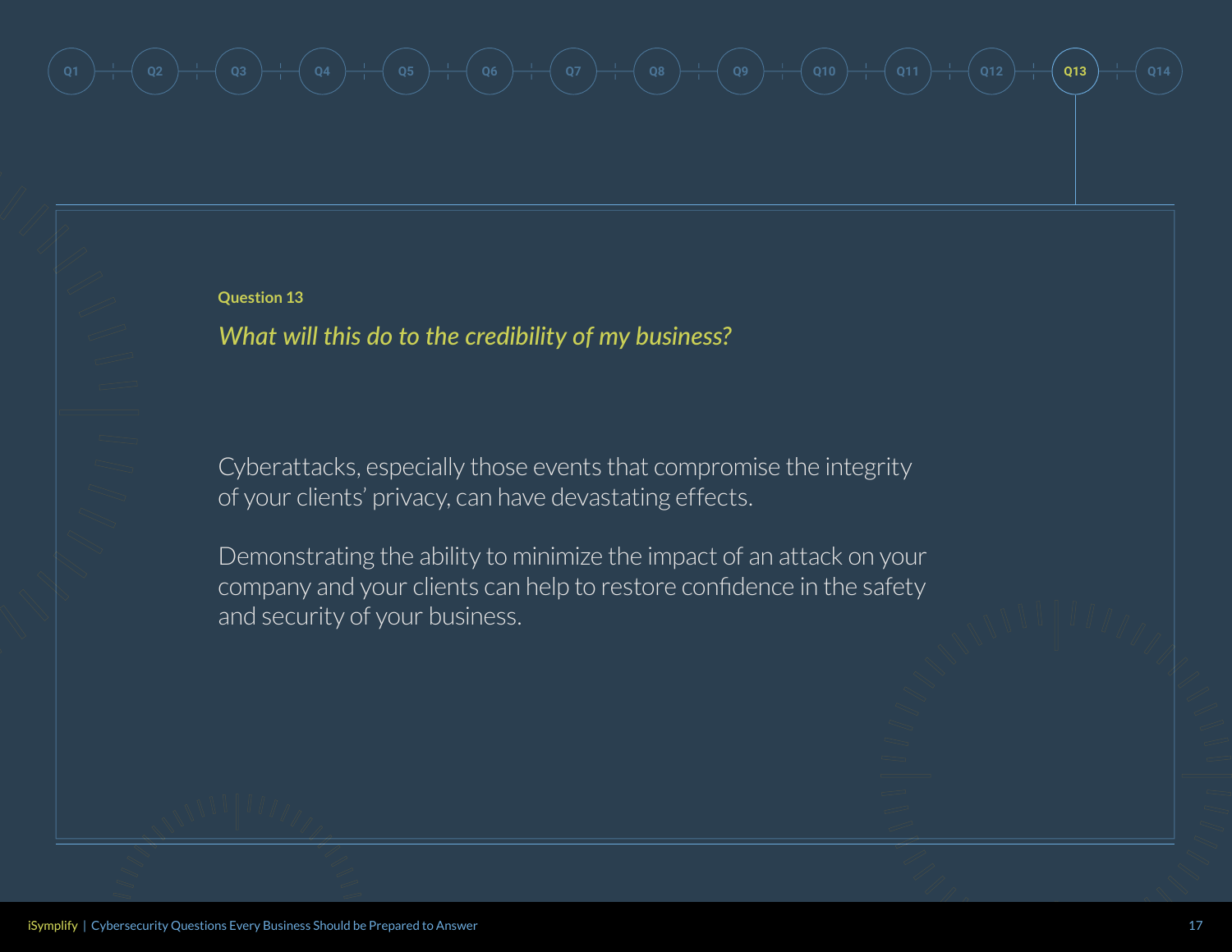## Question 13

### *What will this do to the credibility of my business?*

Cyberattacks, especially those events that compromise the integrity of your clients' privacy, can have devastating effects.

Demonstrating the ability to minimize the impact of an attack on your company and your clients can help to restore confidence in the safety and security of your business.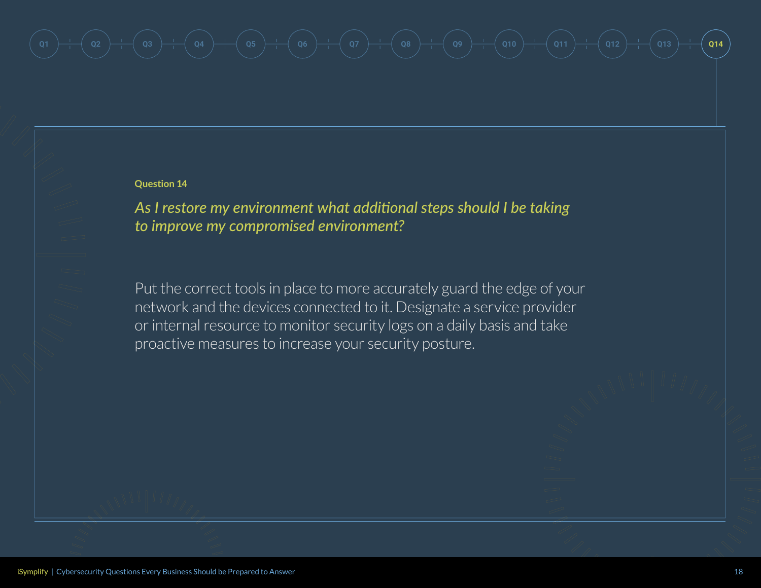### Question 14

*As I restore my environment what additional steps should I be taking to improve my compromised environment?*

Put the correct tools in place to more accurately guard the edge of your network and the devices connected to it. Designate a service provider or internal resource to monitor security logs on a daily basis and take proactive measures to increase your security posture.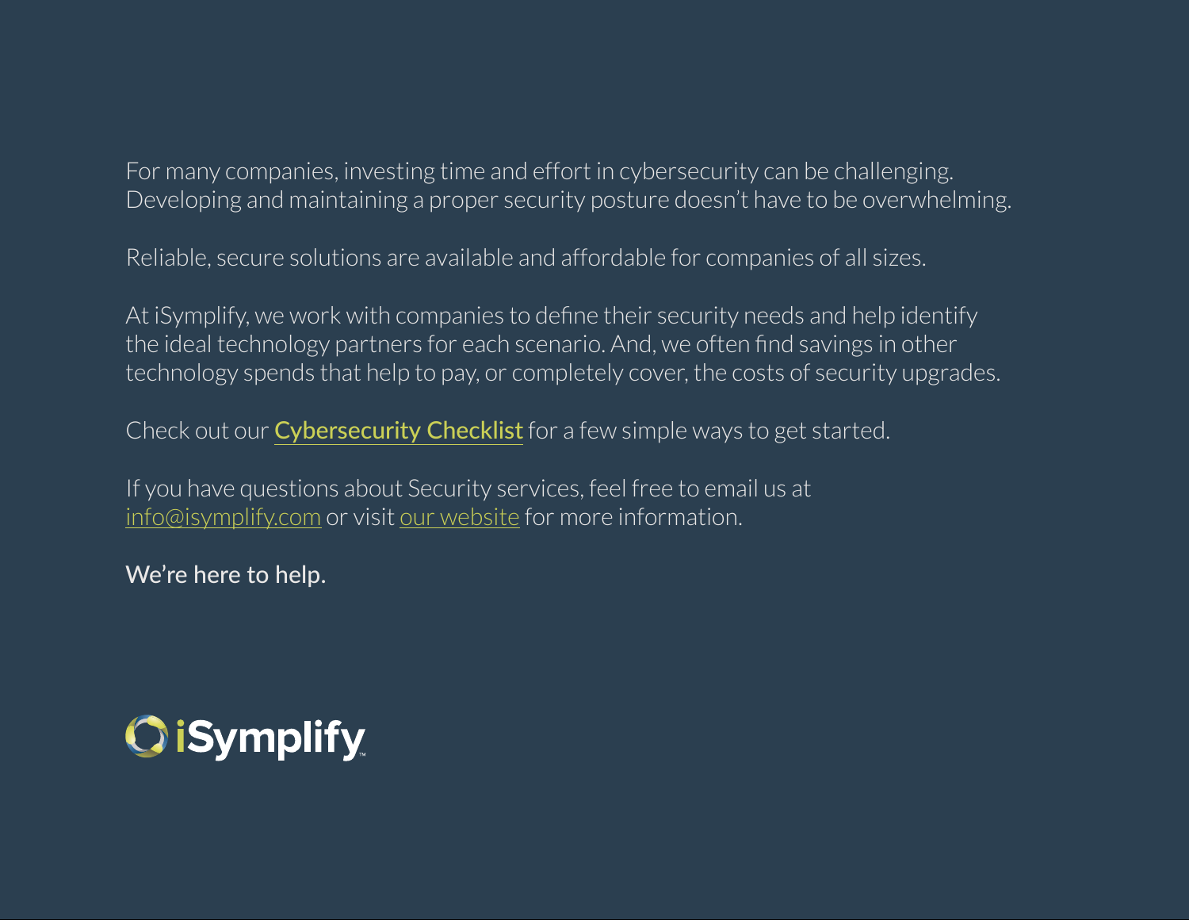For many companies, investing time and effort in cybersecurity can be challenging. Developing and maintaining a proper security posture doesn't have to be overwhelming.

Reliable, secure solutions are available and affordable for companies of all sizes.

At iSymplify, we work with companies to define their security needs and help identify the ideal technology partners for each scenario. And, we often find savings in other technology spends that help to pay, or completely cover, the costs of security upgrades.

Check out our **Cybersecurity Checklist** for a few simple ways to get started.

If you have questions about Security services, feel free to email us at info@isymplify.com or visit our website for more information.

**We're here to help.**

iSymplify™